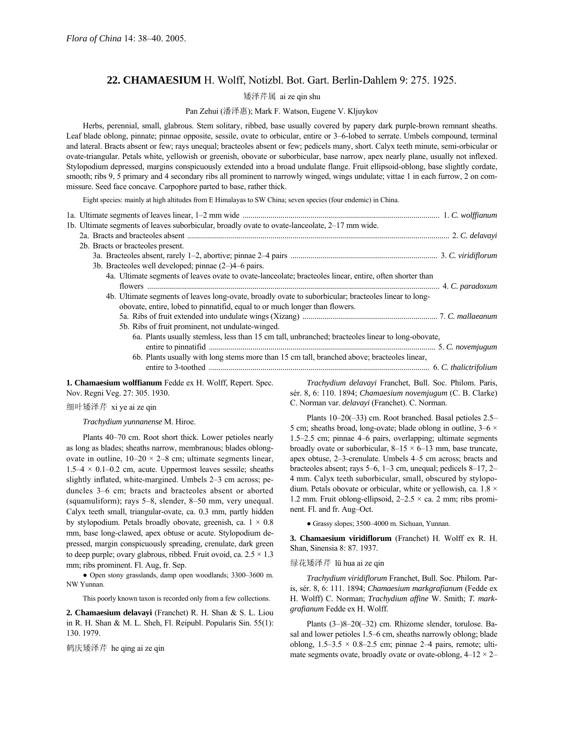*Flora of China* 14: 38–40. 2005.

## 22. **CHAMAESIUM** H. Wolff, Notizbl. Bot. Gart. Berlin-Dahlem 9: 275. 1925.

矮泽芹属 ai ze qin shu

Pan Zehui (潘泽惠); Mark F. Watson, Eugene V. Kljuykov

Herbs, perennial, small, glabrous. Stem solitary, ribbed, base usually covered by papery dark purple-brown remnant sheaths. Leaf blade oblong, pinnate; pinnae opposite, sessile, ovate to orbicular, entire or 3–6-lobed to serrate. Umbels compound, terminal and lateral. Bracts absent or few; rays unequal; bracteoles absent or few; pedicels many, short. Calyx teeth minute, semi-orbicular or ovate-triangular. Petals white, yellowish or greenish, obovate or suborbicular, base narrow, apex nearly plane, usually not inflexed. Stylopodium depressed, margins conspicuously extended into a broad undulate flange. Fruit ellipsoid-oblong, base slightly cordate, smooth; ribs 9, 5 primary and 4 secondary ribs all prominent to narrowly winged, wings undulate; vittae 1 in each furrow, 2 on commissure. Seed face concave. Carpophore parted to base, rather thick.

Eight species: mainly at high altitudes from E Himalayas to SW China; seven species (four endemic) in China.

1a. Ultimate segments of leaves linear, 1–2 mm wide .................. 1. *C. wolffianum*
1b. Ultimate segments of leaves suborbicular, broadly ovate to ovate-lanceolate, 2–17 mm wide.
 2a. Bracts and bracteoles absent .................. 2. *C. delavayi*
 2b. Bracts or bracteoles present.
  3a. Bracteoles absent, rarely 1–2, abortive; pinnae 2–4 pairs .................. 3. *C. viridiflorum*
  3b. Bracteoles well developed; pinnae (2–)4–6 pairs.
   4a. Ultimate segments of leaves ovate to ovate-lanceolate; bracteoles linear, entire, often shorter than flowers .................. 4. *C. paradoxum*
   4b. Ultimate segments of leaves long-ovate, broadly ovate to suborbicular; bracteoles linear to long-obovate, entire, lobed to pinnatifid, equal to or much longer than flowers.
    5a. Ribs of fruit extended into undulate wings (Xizang) .................. 7. *C. mallaeanum*
    5b. Ribs of fruit prominent, not undulate-winged.
     6a. Plants usually stemless, less than 15 cm tall, unbranched; bracteoles linear to long-obovate, entire to pinnatifid .................. 5. *C. novemjugum*
     6b. Plants usually with long stems more than 15 cm tall, branched above; bracteoles linear, entire to 3-toothed .................. 6. *C. thalictrifolium*

**1. Chamaesium wolffianum** Fedde ex H. Wolff, Repert. Spec. Nov. Regni Veg. 27: 305. 1930.

细叶矮泽芹 xi ye ai ze qin

*Trachydium yunnanense* M. Hiroe.

Plants 40–70 cm. Root short thick. Lower petioles nearly as long as blades; sheaths narrow, membranous; blades oblong-ovate in outline, 10–20 × 2–8 cm; ultimate segments linear, 1.5–4 × 0.1–0.2 cm, acute. Uppermost leaves sessile; sheaths slightly inflated, white-margined. Umbels 2–3 cm across; peduncles 3–6 cm; bracts and bracteoles absent or aborted (squamuliform); rays 5–8, slender, 8–50 mm, very unequal. Calyx teeth small, triangular-ovate, ca. 0.3 mm, partly hidden by stylopodium. Petals broadly obovate, greenish, ca. 1 × 0.8 mm, base long-clawed, apex obtuse or acute. Stylopodium depressed, margin conspicuously spreading, crenulate, dark green to deep purple; ovary glabrous, ribbed. Fruit ovoid, ca. 2.5 × 1.3 mm; ribs prominent. Fl. Aug, fr. Sep.

● Open stony grasslands, damp open woodlands; 3300–3600 m. NW Yunnan.

This poorly known taxon is recorded only from a few collections.

**2. Chamaesium delavayi** (Franchet) R. H. Shan & S. L. Liou in R. H. Shan & M. L. Sheh, Fl. Reipubl. Popularis Sin. 55(1): 130. 1979.

鹤庆矮泽芹 he qing ai ze qin

*Trachydium delavayi* Franchet, Bull. Soc. Philom. Paris, sér. 8, 6: 110. 1894; *Chamaesium novemjugum* (C. B. Clarke) C. Norman var. *delavayi* (Franchet). C. Norman.

Plants 10–20(–33) cm. Root branched. Basal petioles 2.5–5 cm; sheaths broad, long-ovate; blade oblong in outline, 3–6 × 1.5–2.5 cm; pinnae 4–6 pairs, overlapping; ultimate segments broadly ovate or suborbicular, 8–15 × 6–13 mm, base truncate, apex obtuse, 2–3-crenulate. Umbels 4–5 cm across; bracts and bracteoles absent; rays 5–6, 1–3 cm, unequal; pedicels 8–17, 2–4 mm. Calyx teeth suborbicular, small, obscured by stylopodium. Petals obovate or orbicular, white or yellowish, ca. 1.8 × 1.2 mm. Fruit oblong-ellipsoid, 2–2.5 × ca. 2 mm; ribs prominent. Fl. and fr. Aug–Oct.

● Grassy slopes; 3500–4000 m. Sichuan, Yunnan.

**3. Chamaesium viridiflorum** (Franchet) H. Wolff ex R. H. Shan, Sinensia 8: 87. 1937.

绿花矮泽芹 lü hua ai ze qin

*Trachydium viridiflorum* Franchet, Bull. Soc. Philom. Paris, sér. 8, 6: 111. 1894; *Chamaesium markgrafianum* (Fedde ex H. Wolff) C. Norman; *Trachydium affine* W. Smith; *T. markgrafianum* Fedde ex H. Wolff.

Plants (3–)8–20(–32) cm. Rhizome slender, torulose. Basal and lower petioles 1.5–6 cm, sheaths narrowly oblong; blade oblong, 1.5–3.5 × 0.8–2.5 cm; pinnae 2–4 pairs, remote; ultimate segments ovate, broadly ovate or ovate-oblong, 4–12 × 2–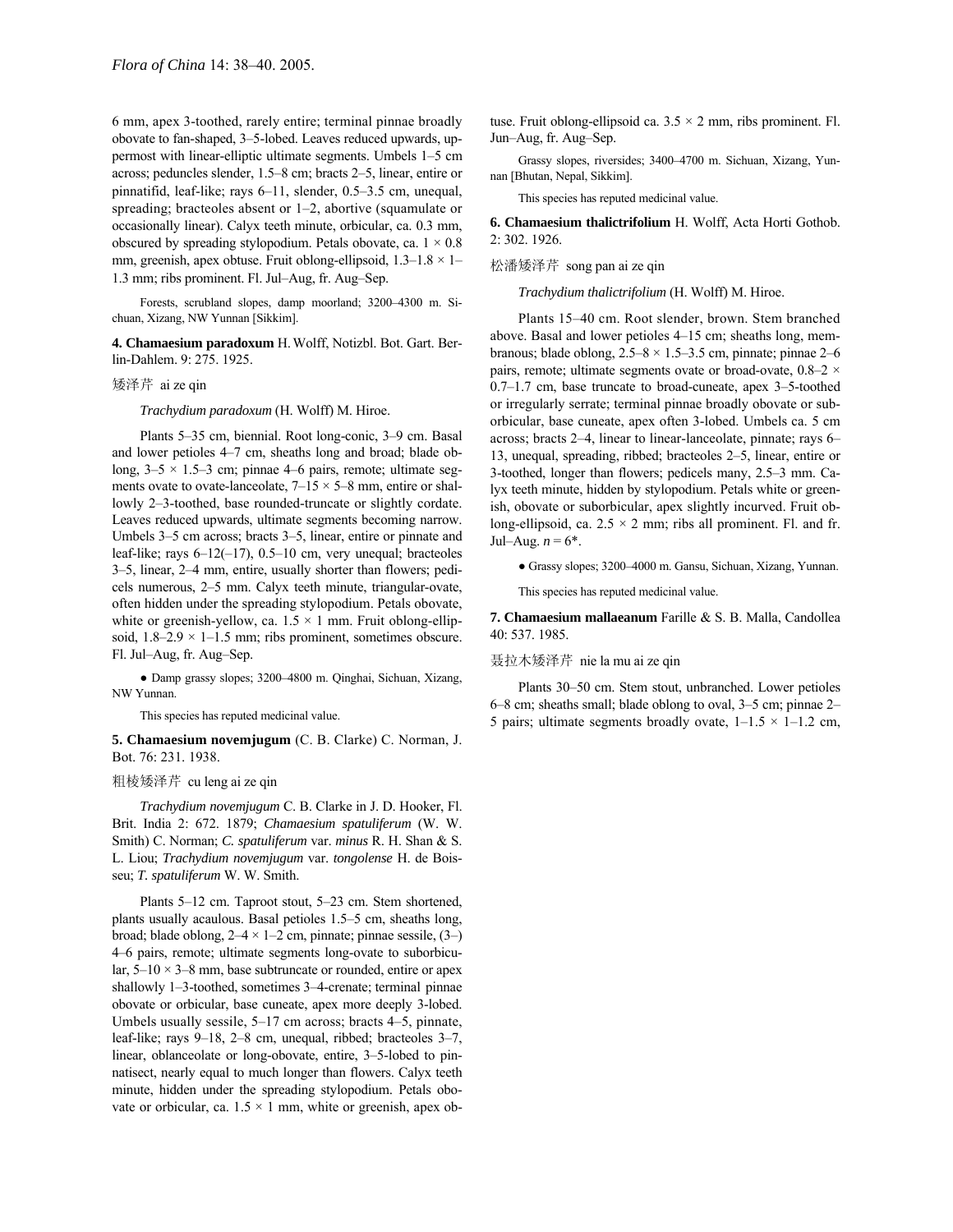6 mm, apex 3-toothed, rarely entire; terminal pinnae broadly obovate to fan-shaped, 3–5-lobed. Leaves reduced upwards, uppermost with linear-elliptic ultimate segments. Umbels 1–5 cm across; peduncles slender, 1.5–8 cm; bracts 2–5, linear, entire or pinnatifid, leaf-like; rays 6–11, slender, 0.5–3.5 cm, unequal, spreading; bracteoles absent or 1–2, abortive (squamulate or occasionally linear). Calyx teeth minute, orbicular, ca. 0.3 mm, obscured by spreading stylopodium. Petals obovate, ca. 1 × 0.8 mm, greenish, apex obtuse. Fruit oblong-ellipsoid, 1.3–1.8 × 1–1.3 mm; ribs prominent. Fl. Jul–Aug, fr. Aug–Sep.

Forests, scrubland slopes, damp moorland; 3200–4300 m. Sichuan, Xizang, NW Yunnan [Sikkim].

**4. Chamaesium paradoxum** H. Wolff, Notizbl. Bot. Gart. Berlin-Dahlem. 9: 275. 1925.

矮泽芹 ai ze qin

*Trachydium paradoxum* (H. Wolff) M. Hiroe.

Plants 5–35 cm, biennial. Root long-conic, 3–9 cm. Basal and lower petioles 4–7 cm, sheaths long and broad; blade oblong, 3–5 × 1.5–3 cm; pinnae 4–6 pairs, remote; ultimate segments ovate to ovate-lanceolate, 7–15 × 5–8 mm, entire or shallowly 2–3-toothed, base rounded-truncate or slightly cordate. Leaves reduced upwards, ultimate segments becoming narrow. Umbels 3–5 cm across; bracts 3–5, linear, entire or pinnate and leaf-like; rays 6–12(–17), 0.5–10 cm, very unequal; bracteoles 3–5, linear, 2–4 mm, entire, usually shorter than flowers; pedicels numerous, 2–5 mm. Calyx teeth minute, triangular-ovate, often hidden under the spreading stylopodium. Petals obovate, white or greenish-yellow, ca. 1.5 × 1 mm. Fruit oblong-ellipsoid, 1.8–2.9 × 1–1.5 mm; ribs prominent, sometimes obscure. Fl. Jul–Aug, fr. Aug–Sep.

● Damp grassy slopes; 3200–4800 m. Qinghai, Sichuan, Xizang, NW Yunnan.

This species has reputed medicinal value.

**5. Chamaesium novemjugum** (C. B. Clarke) C. Norman, J. Bot. 76: 231. 1938.

粗棱矮泽芹 cu leng ai ze qin

*Trachydium novemjugum* C. B. Clarke in J. D. Hooker, Fl. Brit. India 2: 672. 1879; *Chamaesium spatuliferum* (W. W. Smith) C. Norman; *C. spatuliferum* var. *minus* R. H. Shan & S. L. Liou; *Trachydium novemjugum* var. *tongolense* H. de Boisseu; *T. spatuliferum* W. W. Smith.

Plants 5–12 cm. Taproot stout, 5–23 cm. Stem shortened, plants usually acaulous. Basal petioles 1.5–5 cm, sheaths long, broad; blade oblong, 2–4 × 1–2 cm, pinnate; pinnae sessile, (3–)4–6 pairs, remote; ultimate segments long-ovate to suborbicular, 5–10 × 3–8 mm, base subtruncate or rounded, entire or apex shallowly 1–3-toothed, sometimes 3–4-crenate; terminal pinnae obovate or orbicular, base cuneate, apex more deeply 3-lobed. Umbels usually sessile, 5–17 cm across; bracts 4–5, pinnate, leaf-like; rays 9–18, 2–8 cm, unequal, ribbed; bracteoles 3–7, linear, oblanceolate or long-obovate, entire, 3–5-lobed to pinnatisect, nearly equal to much longer than flowers. Calyx teeth minute, hidden under the spreading stylopodium. Petals obovate or orbicular, ca. 1.5 × 1 mm, white or greenish, apex obtuse. Fruit oblong-ellipsoid ca. 3.5 × 2 mm, ribs prominent. Fl. Jun–Aug, fr. Aug–Sep.

Grassy slopes, riversides; 3400–4700 m. Sichuan, Xizang, Yunnan [Bhutan, Nepal, Sikkim].

This species has reputed medicinal value.

**6. Chamaesium thalictrifolium** H. Wolff, Acta Horti Gothob. 2: 302. 1926.

松潘矮泽芹 song pan ai ze qin

*Trachydium thalictrifolium* (H. Wolff) M. Hiroe.

Plants 15–40 cm. Root slender, brown. Stem branched above. Basal and lower petioles 4–15 cm; sheaths long, membranous; blade oblong, 2.5–8 × 1.5–3.5 cm, pinnate; pinnae 2–6 pairs, remote; ultimate segments ovate or broad-ovate, 0.8–2 × 0.7–1.7 cm, base truncate to broad-cuneate, apex 3–5-toothed or irregularly serrate; terminal pinnae broadly obovate or suborbicular, base cuneate, apex often 3-lobed. Umbels ca. 5 cm across; bracts 2–4, linear to linear-lanceolate, pinnate; rays 6–13, unequal, spreading, ribbed; bracteoles 2–5, linear, entire or 3-toothed, longer than flowers; pedicels many, 2.5–3 mm. Calyx teeth minute, hidden by stylopodium. Petals white or greenish, obovate or suborbicular, apex slightly incurved. Fruit oblong-ellipsoid, ca. 2.5 × 2 mm; ribs all prominent. Fl. and fr. Jul–Aug. $n = 6$*.

● Grassy slopes; 3200–4000 m. Gansu, Sichuan, Xizang, Yunnan.

This species has reputed medicinal value.

**7. Chamaesium mallaeanum** Farille & S. B. Malla, Candollea 40: 537. 1985.

聂拉木矮泽芹 nie la mu ai ze qin

Plants 30–50 cm. Stem stout, unbranched. Lower petioles 6–8 cm; sheaths small; blade oblong to oval, 3–5 cm; pinnae 2–5 pairs; ultimate segments broadly ovate, 1–1.5 × 1–1.2 cm,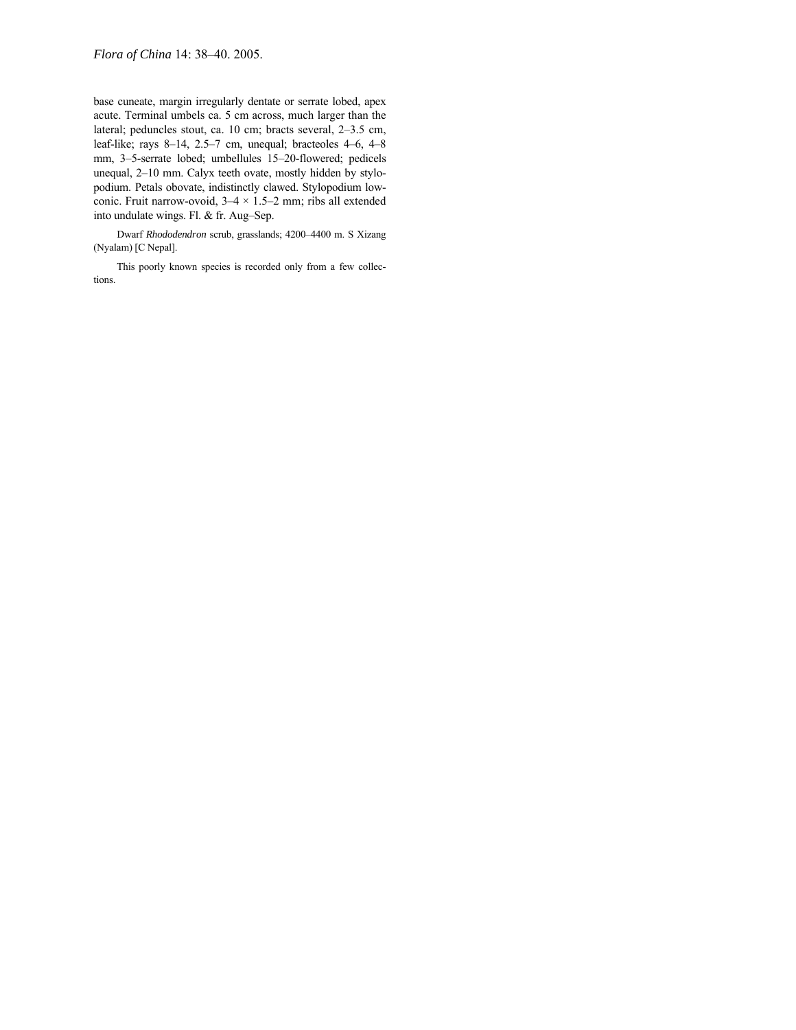base cuneate, margin irregularly dentate or serrate lobed, apex acute. Terminal umbels ca. 5 cm across, much larger than the lateral; peduncles stout, ca. 10 cm; bracts several, 2–3.5 cm, leaf-like; rays 8–14, 2.5–7 cm, unequal; bracteoles 4–6, 4–8 mm, 3–5-serrate lobed; umbellules 15–20-flowered; pedicels unequal, 2–10 mm. Calyx teeth ovate, mostly hidden by stylopodium. Petals obovate, indistinctly clawed. Stylopodium low-conic. Fruit narrow-ovoid, 3–4 × 1.5–2 mm; ribs all extended into undulate wings. Fl. & fr. Aug–Sep.

Dwarf *Rhododendron* scrub, grasslands; 4200–4400 m. S Xizang (Nyalam) [C Nepal].

This poorly known species is recorded only from a few collections.